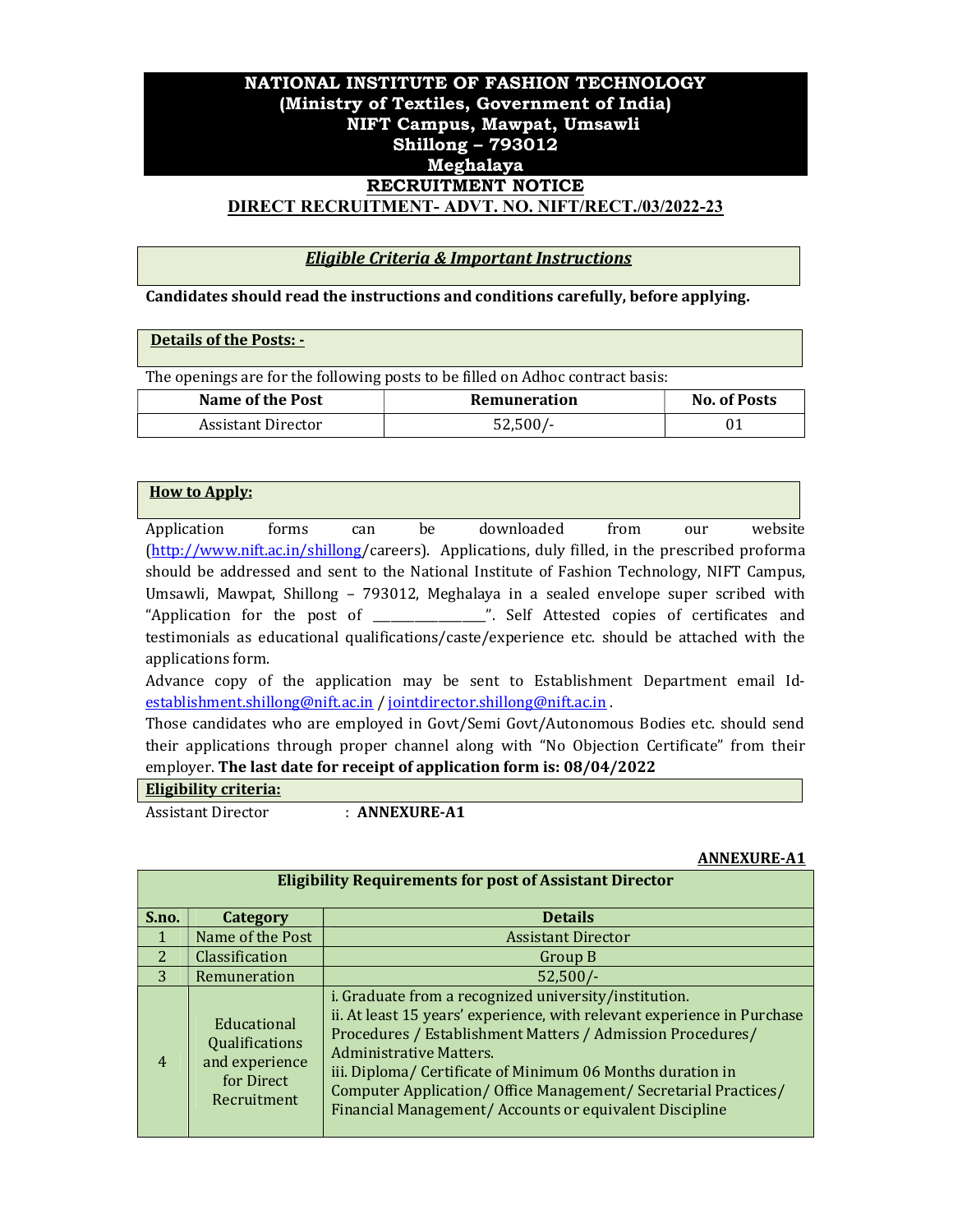# NATIONAL INSTITUTE OF FASHION TECHNOLOGY
## (Ministry of Textiles, Government of India)
## NIFT Campus, Mawpat, Umsawli
## Shillong – 793012
## Meghalaya

## RECRUITMENT NOTICE

## DIRECT RECRUITMENT- ADVT. NO. NIFT/RECT./03/2022-23

### *Eligible Criteria & Important Instructions*

**Candidates should read the instructions and conditions carefully, before applying.**

### Details of the Posts: -

The openings are for the following posts to be filled on Adhoc contract basis:

| Name of the Post | Remuneration | No. of Posts |
|---|---|---|
| Assistant Director | 52,500/- | 01 |

### How to Apply:

Application forms can be downloaded from our website (http://www.nift.ac.in/shillong/careers). Applications, duly filled, in the prescribed proforma should be addressed and sent to the National Institute of Fashion Technology, NIFT Campus, Umsawli, Mawpat, Shillong – 793012, Meghalaya in a sealed envelope super scribed with "Application for the post of ________________". Self Attested copies of certificates and testimonials as educational qualifications/caste/experience etc. should be attached with the applications form.

Advance copy of the application may be sent to Establishment Department email Id- establishment.shillong@nift.ac.in / jointdirector.shillong@nift.ac.in .

Those candidates who are employed in Govt/Semi Govt/Autonomous Bodies etc. should send their applications through proper channel along with "No Objection Certificate" from their employer. **The last date for receipt of application form is: 08/04/2022**

### Eligibility criteria:

Assistant Director : **ANNEXURE-A1**

**ANNEXURE-A1**

| Eligibility Requirements for post of Assistant Director | | |
|---|---|---|
| **S.no.** | **Category** | **Details** |
| 1 | Name of the Post | Assistant Director |
| 2 | Classification | Group B |
| 3 | Remuneration | 52,500/- |
| 4 | Educational Qualifications and experience for Direct Recruitment | i. Graduate from a recognized university/institution.<br>ii. At least 15 years' experience, with relevant experience in Purchase Procedures / Establishment Matters / Admission Procedures/ Administrative Matters.<br>iii. Diploma/ Certificate of Minimum 06 Months duration in Computer Application/ Office Management/ Secretarial Practices/ Financial Management/ Accounts or equivalent Discipline |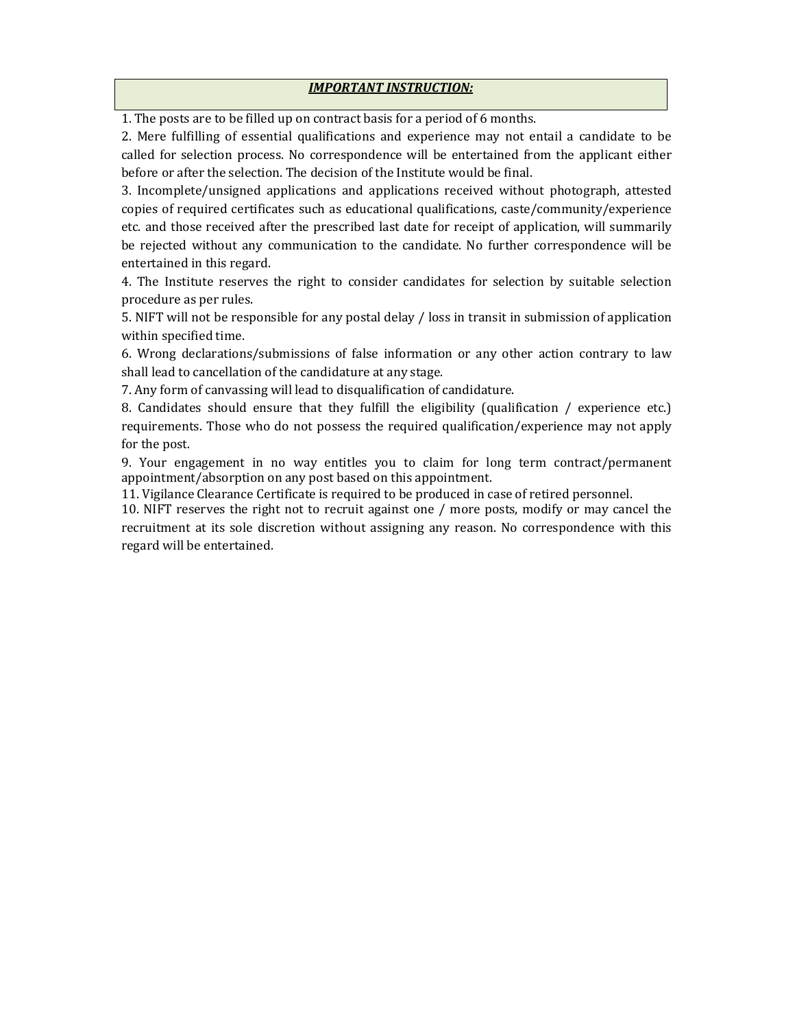***IMPORTANT INSTRUCTION:***

1. The posts are to be filled up on contract basis for a period of 6 months.
2. Mere fulfilling of essential qualifications and experience may not entail a candidate to be called for selection process. No correspondence will be entertained from the applicant either before or after the selection. The decision of the Institute would be final.
3. Incomplete/unsigned applications and applications received without photograph, attested copies of required certificates such as educational qualifications, caste/community/experience etc. and those received after the prescribed last date for receipt of application, will summarily be rejected without any communication to the candidate. No further correspondence will be entertained in this regard.
4. The Institute reserves the right to consider candidates for selection by suitable selection procedure as per rules.
5. NIFT will not be responsible for any postal delay / loss in transit in submission of application within specified time.
6. Wrong declarations/submissions of false information or any other action contrary to law shall lead to cancellation of the candidature at any stage.
7. Any form of canvassing will lead to disqualification of candidature.
8. Candidates should ensure that they fulfill the eligibility (qualification / experience etc.) requirements. Those who do not possess the required qualification/experience may not apply for the post.
9. Your engagement in no way entitles you to claim for long term contract/permanent appointment/absorption on any post based on this appointment.

11\. Vigilance Clearance Certificate is required to be produced in case of retired personnel.

10\. NIFT reserves the right not to recruit against one / more posts, modify or may cancel the recruitment at its sole discretion without assigning any reason. No correspondence with this regard will be entertained.